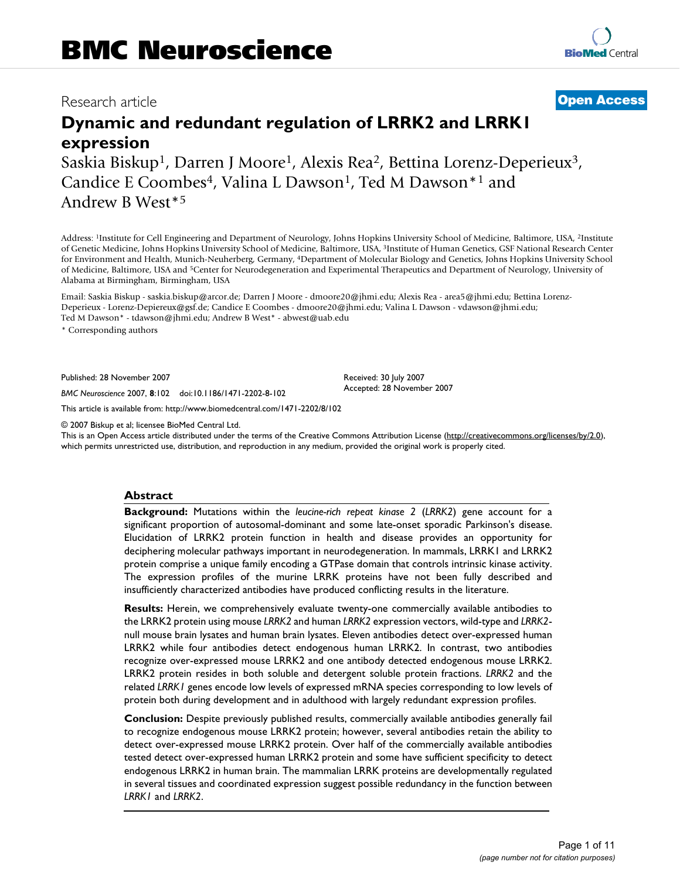Research article

**Open Access**

# Dynamic and redundant regulation of LRRK2 and LRRK1 expression

Saskia Biskup[1], Darren J Moore[1], Alexis Rea[2], Bettina Lorenz-Deperieux[3], Candice E Coombes[4], Valina L Dawson[1], Ted M Dawson*[1] and Andrew B West*[5]

Address: [1]Institute for Cell Engineering and Department of Neurology, Johns Hopkins University School of Medicine, Baltimore, USA, [2]Institute of Genetic Medicine, Johns Hopkins University School of Medicine, Baltimore, USA, [3]Institute of Human Genetics, GSF National Research Center for Environment and Health, Munich-Neuherberg, Germany, [4]Department of Molecular Biology and Genetics, Johns Hopkins University School of Medicine, Baltimore, USA and [5]Center for Neurodegeneration and Experimental Therapeutics and Department of Neurology, University of Alabama at Birmingham, Birmingham, USA

Email: Saskia Biskup - saskia.biskup@arcor.de; Darren J Moore - dmoore20@jhmi.edu; Alexis Rea - area5@jhmi.edu; Bettina Lorenz-Depiereux - Lorenz-Depiereux@gsf.de; Candice E Coombes - dmoore20@jhmi.edu; Valina L Dawson - vdawson@jhmi.edu; Ted M Dawson* - tdawson@jhmi.edu; Andrew B West* - abwest@uab.edu

\* Corresponding authors

Published: 28 November 2007

*BMC Neuroscience* 2007, **8**:102 doi:10.1186/1471-2202-8-102

Received: 30 July 2007
Accepted: 28 November 2007

This article is available from: http://www.biomedcentral.com/1471-2202/8/102

© 2007 Biskup et al; licensee BioMed Central Ltd.

This is an Open Access article distributed under the terms of the Creative Commons Attribution License (http://creativecommons.org/licenses/by/2.0), which permits unrestricted use, distribution, and reproduction in any medium, provided the original work is properly cited.

## Abstract

**Background:** Mutations within the *leucine-rich repeat kinase 2* (*LRRK2*) gene account for a significant proportion of autosomal-dominant and some late-onset sporadic Parkinson's disease. Elucidation of LRRK2 protein function in health and disease provides an opportunity for deciphering molecular pathways important in neurodegeneration. In mammals, LRRK1 and LRRK2 protein comprise a unique family encoding a GTPase domain that controls intrinsic kinase activity. The expression profiles of the murine LRRK proteins have not been fully described and insufficiently characterized antibodies have produced conflicting results in the literature.

**Results:** Herein, we comprehensively evaluate twenty-one commercially available antibodies to the LRRK2 protein using mouse *LRRK2* and human *LRRK2* expression vectors, wild-type and *LRRK2*-null mouse brain lysates and human brain lysates. Eleven antibodies detect over-expressed human LRRK2 while four antibodies detect endogenous human LRRK2. In contrast, two antibodies recognize over-expressed mouse LRRK2 and one antibody detected endogenous mouse LRRK2. LRRK2 protein resides in both soluble and detergent soluble protein fractions. *LRRK2* and the related *LRRK1* genes encode low levels of expressed mRNA species corresponding to low levels of protein both during development and in adulthood with largely redundant expression profiles.

**Conclusion:** Despite previously published results, commercially available antibodies generally fail to recognize endogenous mouse LRRK2 protein; however, several antibodies retain the ability to detect over-expressed mouse LRRK2 protein. Over half of the commercially available antibodies tested detect over-expressed human LRRK2 protein and some have sufficient specificity to detect endogenous LRRK2 in human brain. The mammalian LRRK proteins are developmentally regulated in several tissues and coordinated expression suggest possible redundancy in the function between *LRRK1* and *LRRK2*.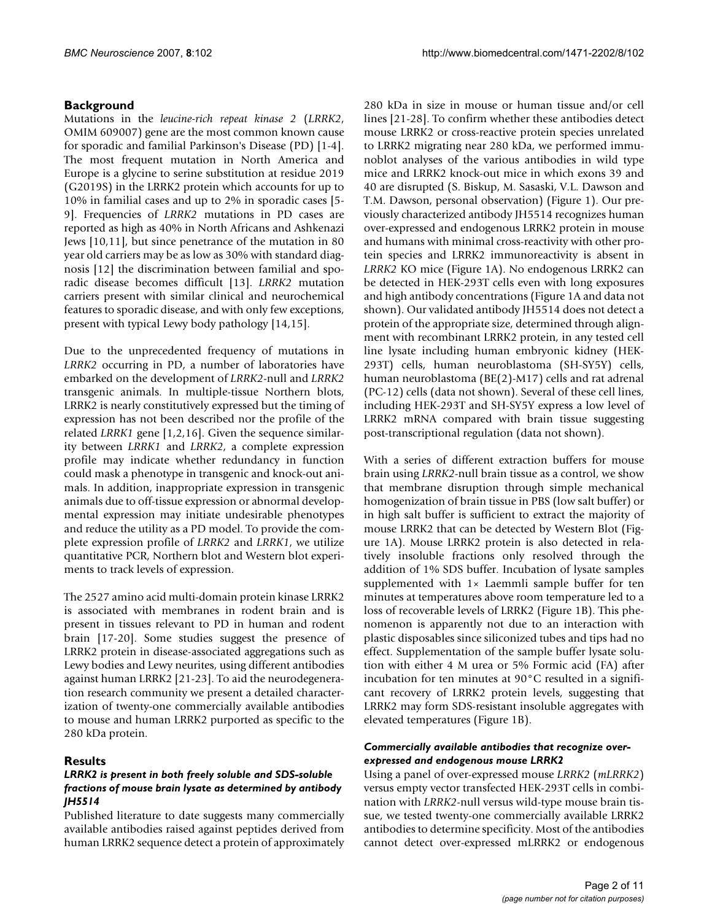## Background

Mutations in the *leucine-rich repeat kinase 2* (*LRRK2*, OMIM 609007) gene are the most common known cause for sporadic and familial Parkinson's Disease (PD) [1-4]. The most frequent mutation in North America and Europe is a glycine to serine substitution at residue 2019 (G2019S) in the LRRK2 protein which accounts for up to 10% in familial cases and up to 2% in sporadic cases [5-9]. Frequencies of *LRRK2* mutations in PD cases are reported as high as 40% in North Africans and Ashkenazi Jews [10,11], but since penetrance of the mutation in 80 year old carriers may be as low as 30% with standard diagnosis [12] the discrimination between familial and sporadic disease becomes difficult [13]. *LRRK2* mutation carriers present with similar clinical and neurochemical features to sporadic disease, and with only few exceptions, present with typical Lewy body pathology [14,15].

Due to the unprecedented frequency of mutations in *LRRK2* occurring in PD, a number of laboratories have embarked on the development of *LRRK2*-null and *LRRK2* transgenic animals. In multiple-tissue Northern blots, LRRK2 is nearly constitutively expressed but the timing of expression has not been described nor the profile of the related *LRRK1* gene [1,2,16]. Given the sequence similarity between *LRRK1* and *LRRK2*, a complete expression profile may indicate whether redundancy in function could mask a phenotype in transgenic and knock-out animals. In addition, inappropriate expression in transgenic animals due to off-tissue expression or abnormal developmental expression may initiate undesirable phenotypes and reduce the utility as a PD model. To provide the complete expression profile of *LRRK2* and *LRRK1*, we utilize quantitative PCR, Northern blot and Western blot experiments to track levels of expression.

The 2527 amino acid multi-domain protein kinase LRRK2 is associated with membranes in rodent brain and is present in tissues relevant to PD in human and rodent brain [17-20]. Some studies suggest the presence of LRRK2 protein in disease-associated aggregations such as Lewy bodies and Lewy neurites, using different antibodies against human LRRK2 [21-23]. To aid the neurodegeneration research community we present a detailed characterization of twenty-one commercially available antibodies to mouse and human LRRK2 purported as specific to the 280 kDa protein.

## Results

### *LRRK2 is present in both freely soluble and SDS-soluble fractions of mouse brain lysate as determined by antibody JH5514*

Published literature to date suggests many commercially available antibodies raised against peptides derived from human LRRK2 sequence detect a protein of approximately 280 kDa in size in mouse or human tissue and/or cell lines [21-28]. To confirm whether these antibodies detect mouse LRRK2 or cross-reactive protein species unrelated to LRRK2 migrating near 280 kDa, we performed immunoblot analyses of the various antibodies in wild type mice and LRRK2 knock-out mice in which exons 39 and 40 are disrupted (S. Biskup, M. Sasaski, V.L. Dawson and T.M. Dawson, personal observation) (Figure 1). Our previously characterized antibody JH5514 recognizes human over-expressed and endogenous LRRK2 protein in mouse and humans with minimal cross-reactivity with other protein species and LRRK2 immunoreactivity is absent in *LRRK2* KO mice (Figure 1A). No endogenous LRRK2 can be detected in HEK-293T cells even with long exposures and high antibody concentrations (Figure 1A and data not shown). Our validated antibody JH5514 does not detect a protein of the appropriate size, determined through alignment with recombinant LRRK2 protein, in any tested cell line lysate including human embryonic kidney (HEK-293T) cells, human neuroblastoma (SH-SY5Y) cells, human neuroblastoma (BE(2)-M17) cells and rat adrenal (PC-12) cells (data not shown). Several of these cell lines, including HEK-293T and SH-SY5Y express a low level of LRRK2 mRNA compared with brain tissue suggesting post-transcriptional regulation (data not shown).

With a series of different extraction buffers for mouse brain using *LRRK2*-null brain tissue as a control, we show that membrane disruption through simple mechanical homogenization of brain tissue in PBS (low salt buffer) or in high salt buffer is sufficient to extract the majority of mouse LRRK2 that can be detected by Western Blot (Figure 1A). Mouse LRRK2 protein is also detected in relatively insoluble fractions only resolved through the addition of 1% SDS buffer. Incubation of lysate samples supplemented with 1× Laemmli sample buffer for ten minutes at temperatures above room temperature led to a loss of recoverable levels of LRRK2 (Figure 1B). This phenomenon is apparently not due to an interaction with plastic disposables since siliconized tubes and tips had no effect. Supplementation of the sample buffer lysate solution with either 4 M urea or 5% Formic acid (FA) after incubation for ten minutes at 90°C resulted in a significant recovery of LRRK2 protein levels, suggesting that LRRK2 may form SDS-resistant insoluble aggregates with elevated temperatures (Figure 1B).

### *Commercially available antibodies that recognize over-expressed and endogenous mouse LRRK2*

Using a panel of over-expressed mouse *LRRK2* (*mLRRK2*) versus empty vector transfected HEK-293T cells in combination with *LRRK2*-null versus wild-type mouse brain tissue, we tested twenty-one commercially available LRRK2 antibodies to determine specificity. Most of the antibodies cannot detect over-expressed mLRRK2 or endogenous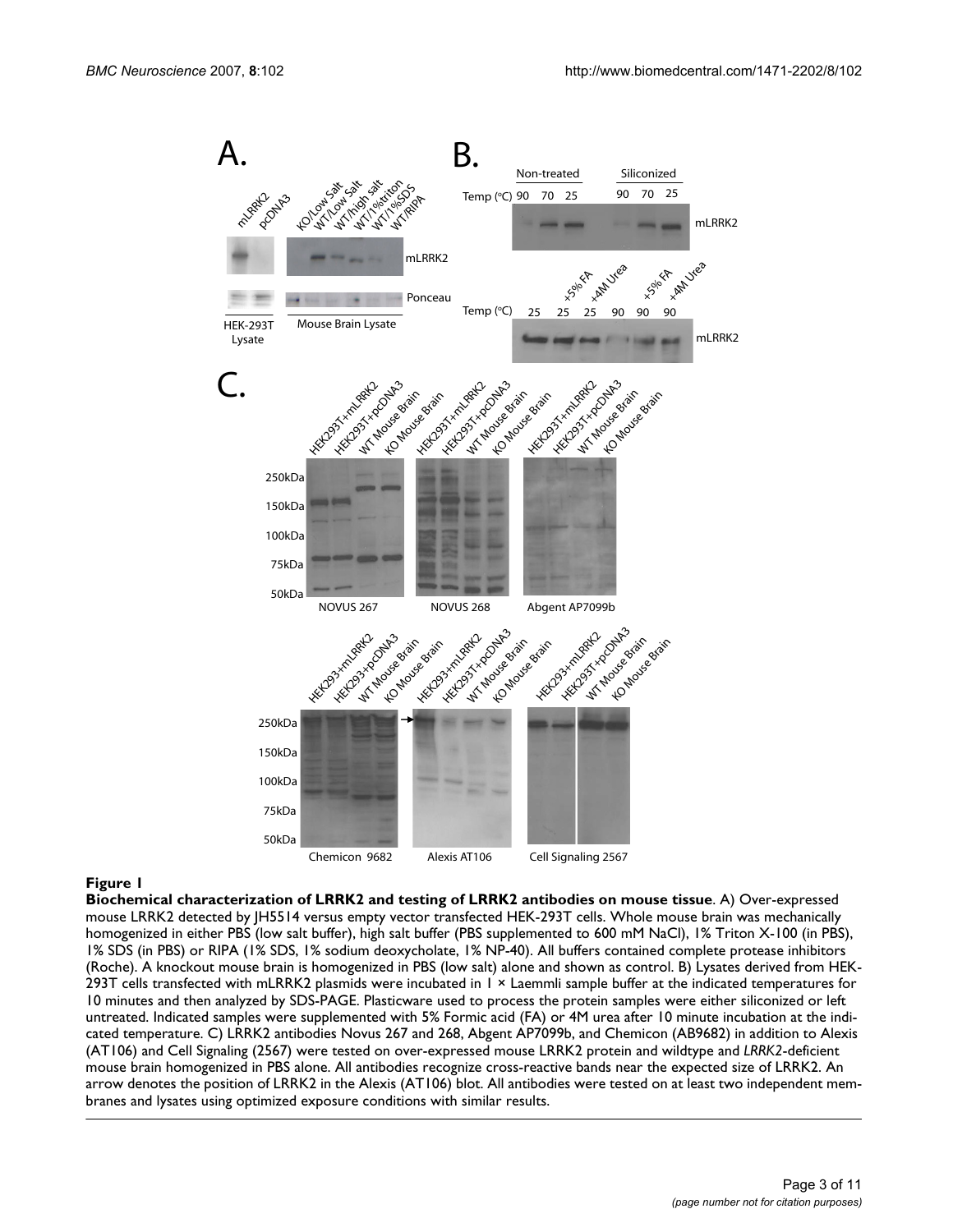**Figure 1**

**Biochemical characterization of LRRK2 and testing of LRRK2 antibodies on mouse tissue**. A) Over-expressed mouse LRRK2 detected by JH5514 versus empty vector transfected HEK-293T cells. Whole mouse brain was mechanically homogenized in either PBS (low salt buffer), high salt buffer (PBS supplemented to 600 mM NaCl), 1% Triton X-100 (in PBS), 1% SDS (in PBS) or RIPA (1% SDS, 1% sodium deoxycholate, 1% NP-40). All buffers contained complete protease inhibitors (Roche). A knockout mouse brain is homogenized in PBS (low salt) alone and shown as control. B) Lysates derived from HEK-293T cells transfected with mLRRK2 plasmids were incubated in 1 × Laemmli sample buffer at the indicated temperatures for 10 minutes and then analyzed by SDS-PAGE. Plasticware used to process the protein samples were either siliconized or left untreated. Indicated samples were supplemented with 5% Formic acid (FA) or 4M urea after 10 minute incubation at the indicated temperature. C) LRRK2 antibodies Novus 267 and 268, Abgent AP7099b, and Chemicon (AB9682) in addition to Alexis (AT106) and Cell Signaling (2567) were tested on over-expressed mouse LRRK2 protein and wildtype and *LRRK2*-deficient mouse brain homogenized in PBS alone. All antibodies recognize cross-reactive bands near the expected size of LRRK2. An arrow denotes the position of LRRK2 in the Alexis (AT106) blot. All antibodies were tested on at least two independent membranes and lysates using optimized exposure conditions with similar results.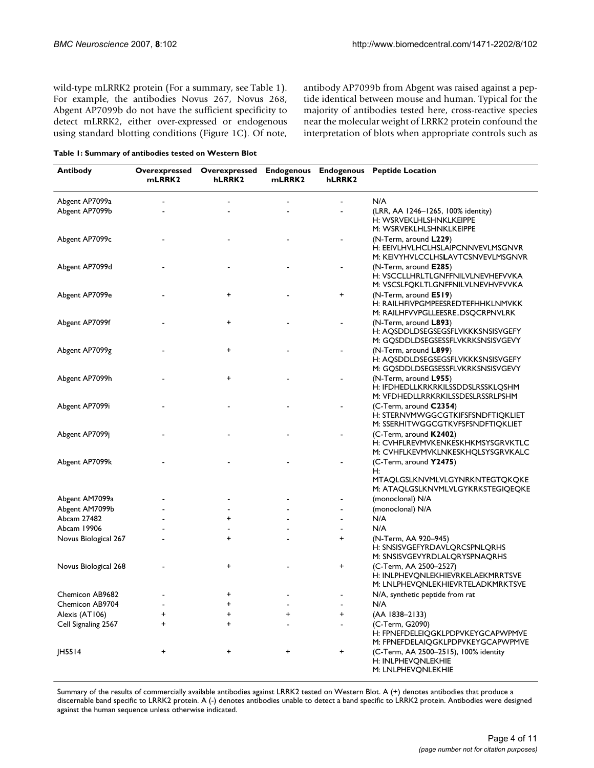wild-type mLRRK2 protein (For a summary, see Table 1). For example, the antibodies Novus 267, Novus 268, Abgent AP7099b do not have the sufficient specificity to detect mLRRK2, either over-expressed or endogenous using standard blotting conditions (Figure 1C). Of note, antibody AP7099b from Abgent was raised against a peptide identical between mouse and human. Typical for the majority of antibodies tested here, cross-reactive species near the molecular weight of LRRK2 protein confound the interpretation of blots when appropriate controls such as

**Table 1: Summary of antibodies tested on Western Blot**

| Antibody | Overexpressed mLRRK2 | Overexpressed hLRRK2 | Endogenous mLRRK2 | Endogenous hLRRK2 | Peptide Location |
|---|---|---|---|---|---|
| Abgent AP7099a | - | - | - | - | N/A |
| Abgent AP7099b | - | - | - | - | (LRR, AA 1246–1265, 100% identity) H: WSRVEKLHLSHNKLKEIPPE M: WSRVEKLHLSHNKLKEIPPE |
| Abgent AP7099c | - | - | - | - | (N-Term, around **L229**) H: EEIVLHVLHCLHSLAIPCNNVEVLMSGNVR M: KEIVYHVLCCLHS**L**AVTCSNVEVLMSGNVR |
| Abgent AP7099d | - | - | - | - | (N-Term, around **E285**) H: VSCCLLHRLTLGNFFNILVLNEVHEFVVKA M: VSCSLFQKLTLGNFFNILVLNEVHVFVVKA |
| Abgent AP7099e | - | + | - | + | (N-Term, around **E519**) H: RAILHFIVPGMPEESREDTEFHHKLNMVKK M: RAILHFVVPGLLEESRE..DSQCRPNVLRK |
| Abgent AP7099f | - | + | - | - | (N-Term, around **L893**) H: AQSDDLDSEGSEGSFLVKKKSNSISVGEFY M: GQSDDLDSEGSESSFLVKRKSNSISVGEVY |
| Abgent AP7099g | - | + | - | - | (N-Term, around **L899**) H: AQSDDLDSEGSEGSFLVKKKSNSISVGEFY M: GQSDDLDSEGSESSFLVKRKSNSISVGEVY |
| Abgent AP7099h | - | + | - | - | (N-Term, around **L955**) H: IFDHEDLLKRKRKILSSDDSLRSSKLQSHM M: VFDHEDLLRRKRKILSSDESLRSSRLPSHM |
| Abgent AP7099i | - | - | - | - | (C-Term, around **C2354**) H: STERNVMWGGCGTKIFSFSNDFTIQKLIET M: SSERHITWGGCGTKVFSFSNDFTIQKLIET |
| Abgent AP7099j | - | - | - | - | (C-Term, around **K2402**) H: CVHFLREVMVKENKESKHKMSYSGRVKTLC M: CVHFLKEVMVKLNKESKHQLSYSGRVKALC |
| Abgent AP7099k | - | - | - | - | (C-Term, around **Y2475**) H: MTAQLGSLKNVMLVLGYNRKNTEGTQKQKE M: ATAQLGSLKNVMLVLGYKRKSTEGIQEQKE |
| Abgent AM7099a | - | - | - | - | (monoclonal) N/A |
| Abgent AM7099b | - | - | - | - | (monoclonal) N/A |
| Abcam 27482 | - | + | - | - | N/A |
| Abcam 19906 | - | - | - | - | N/A |
| Novus Biological 267 | - | + | - | + | (N-Term, AA 920–945) H: SNSISVGEFYRDAVLQRCSPNLQRHS M: SNSISVGEVYRDLALQRYSPNAQRHS |
| Novus Biological 268 | - | + | - | + | (C-Term, AA 2500–2527) H: INLPHEVQNLEKHIEVRKELAEKMRRTSVE M: LNLPHEVQNLEKHIEVRTELADKMRKTSVE |
| Chemicon AB9682 | - | + | - | - | N/A, synthetic peptide from rat |
| Chemicon AB9704 | - | + | - | - | N/A |
| Alexis (AT106) | + | + | + | + | (AA 1838–2133) |
| Cell Signaling 2567 | + | + | - | - | (C-Term, G2090) H: FPNEFDELEIQGKLPDPVKEYGCAPWPMVE M: FPNEFDELAIQGKLPDPVKEYGCAPWPMVE |
| JH5514 | + | + | + | + | (C-Term, AA 2500–2515), 100% identity H: INLPHEVQNLEKHIE M: LNLPHEVQNLEKHIE |

Summary of the results of commercially available antibodies against LRRK2 tested on Western Blot. A (+) denotes antibodies that produce a discernable band specific to LRRK2 protein. A (-) denotes antibodies unable to detect a band specific to LRRK2 protein. Antibodies were designed against the human sequence unless otherwise indicated.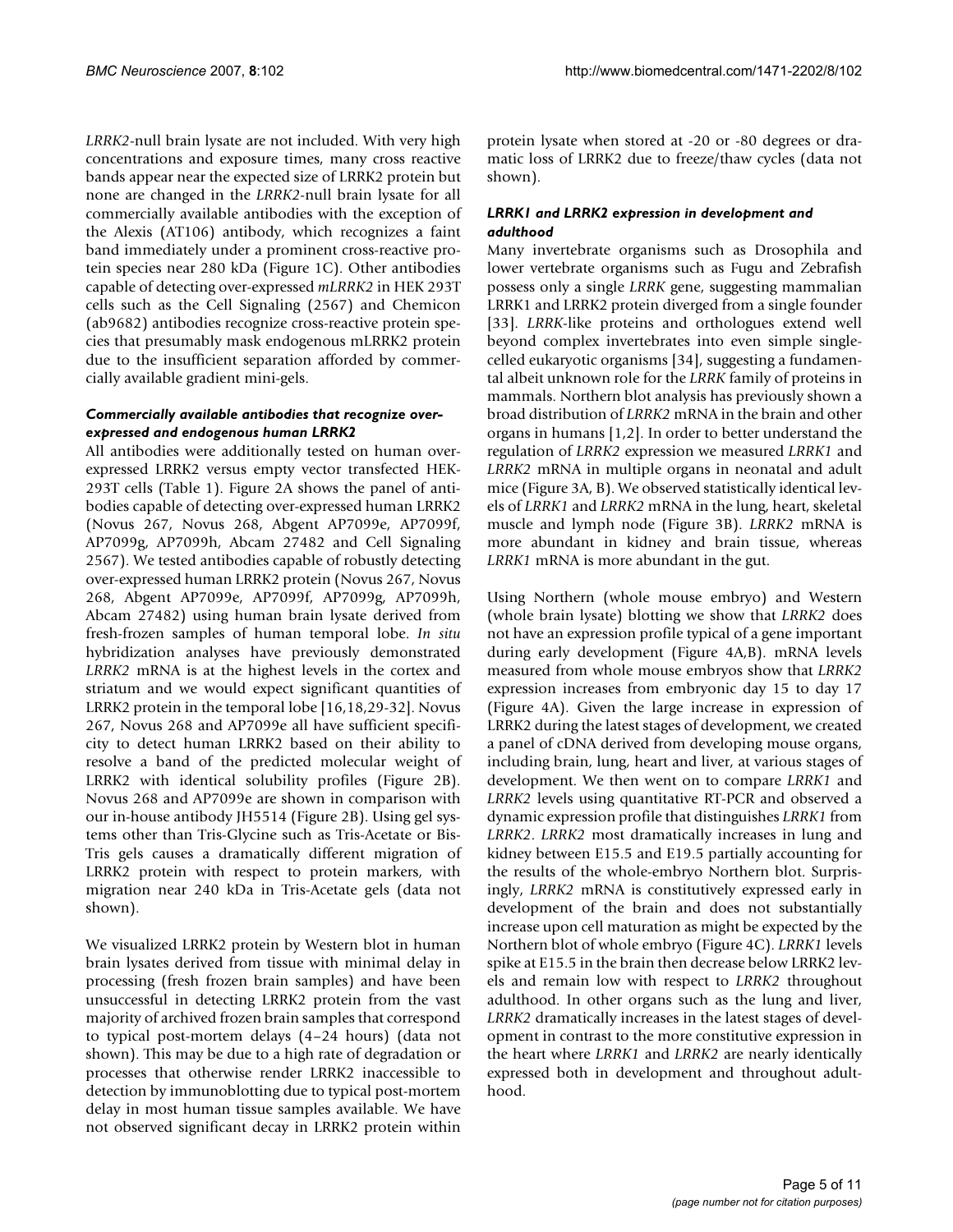*LRRK2*-null brain lysate are not included. With very high concentrations and exposure times, many cross reactive bands appear near the expected size of LRRK2 protein but none are changed in the *LRRK2*-null brain lysate for all commercially available antibodies with the exception of the Alexis (AT106) antibody, which recognizes a faint band immediately under a prominent cross-reactive protein species near 280 kDa (Figure 1C). Other antibodies capable of detecting over-expressed *mLRRK2* in HEK 293T cells such as the Cell Signaling (2567) and Chemicon (ab9682) antibodies recognize cross-reactive protein species that presumably mask endogenous mLRRK2 protein due to the insufficient separation afforded by commercially available gradient mini-gels.

### *Commercially available antibodies that recognize over-expressed and endogenous human LRRK2*

All antibodies were additionally tested on human over-expressed LRRK2 versus empty vector transfected HEK-293T cells (Table 1). Figure 2A shows the panel of antibodies capable of detecting over-expressed human LRRK2 (Novus 267, Novus 268, Abgent AP7099e, AP7099f, AP7099g, AP7099h, Abcam 27482 and Cell Signaling 2567). We tested antibodies capable of robustly detecting over-expressed human LRRK2 protein (Novus 267, Novus 268, Abgent AP7099e, AP7099f, AP7099g, AP7099h, Abcam 27482) using human brain lysate derived from fresh-frozen samples of human temporal lobe. *In situ* hybridization analyses have previously demonstrated *LRRK2* mRNA is at the highest levels in the cortex and striatum and we would expect significant quantities of LRRK2 protein in the temporal lobe [16,18,29-32]. Novus 267, Novus 268 and AP7099e all have sufficient specificity to detect human LRRK2 based on their ability to resolve a band of the predicted molecular weight of LRRK2 with identical solubility profiles (Figure 2B). Novus 268 and AP7099e are shown in comparison with our in-house antibody JH5514 (Figure 2B). Using gel systems other than Tris-Glycine such as Tris-Acetate or Bis-Tris gels causes a dramatically different migration of LRRK2 protein with respect to protein markers, with migration near 240 kDa in Tris-Acetate gels (data not shown).

We visualized LRRK2 protein by Western blot in human brain lysates derived from tissue with minimal delay in processing (fresh frozen brain samples) and have been unsuccessful in detecting LRRK2 protein from the vast majority of archived frozen brain samples that correspond to typical post-mortem delays (4–24 hours) (data not shown). This may be due to a high rate of degradation or processes that otherwise render LRRK2 inaccessible to detection by immunoblotting due to typical post-mortem delay in most human tissue samples available. We have not observed significant decay in LRRK2 protein within protein lysate when stored at -20 or -80 degrees or dramatic loss of LRRK2 due to freeze/thaw cycles (data not shown).

### *LRRK1 and LRRK2 expression in development and adulthood*

Many invertebrate organisms such as Drosophila and lower vertebrate organisms such as Fugu and Zebrafish possess only a single *LRRK* gene, suggesting mammalian LRRK1 and LRRK2 protein diverged from a single founder [33]. *LRRK*-like proteins and orthologues extend well beyond complex invertebrates into even simple single-celled eukaryotic organisms [34], suggesting a fundamental albeit unknown role for the *LRRK* family of proteins in mammals. Northern blot analysis has previously shown a broad distribution of *LRRK2* mRNA in the brain and other organs in humans [1,2]. In order to better understand the regulation of *LRRK2* expression we measured *LRRK1* and *LRRK2* mRNA in multiple organs in neonatal and adult mice (Figure 3A, B). We observed statistically identical levels of *LRRK1* and *LRRK2* mRNA in the lung, heart, skeletal muscle and lymph node (Figure 3B). *LRRK2* mRNA is more abundant in kidney and brain tissue, whereas *LRRK1* mRNA is more abundant in the gut.

Using Northern (whole mouse embryo) and Western (whole brain lysate) blotting we show that *LRRK2* does not have an expression profile typical of a gene important during early development (Figure 4A,B). mRNA levels measured from whole mouse embryos show that *LRRK2* expression increases from embryonic day 15 to day 17 (Figure 4A). Given the large increase in expression of LRRK2 during the latest stages of development, we created a panel of cDNA derived from developing mouse organs, including brain, lung, heart and liver, at various stages of development. We then went on to compare *LRRK1* and *LRRK2* levels using quantitative RT-PCR and observed a dynamic expression profile that distinguishes *LRRK1* from *LRRK2*. *LRRK2* most dramatically increases in lung and kidney between E15.5 and E19.5 partially accounting for the results of the whole-embryo Northern blot. Surprisingly, *LRRK2* mRNA is constitutively expressed early in development of the brain and does not substantially increase upon cell maturation as might be expected by the Northern blot of whole embryo (Figure 4C). *LRRK1* levels spike at E15.5 in the brain then decrease below LRRK2 levels and remain low with respect to *LRRK2* throughout adulthood. In other organs such as the lung and liver, *LRRK2* dramatically increases in the latest stages of development in contrast to the more constitutive expression in the heart where *LRRK1* and *LRRK2* are nearly identically expressed both in development and throughout adulthood.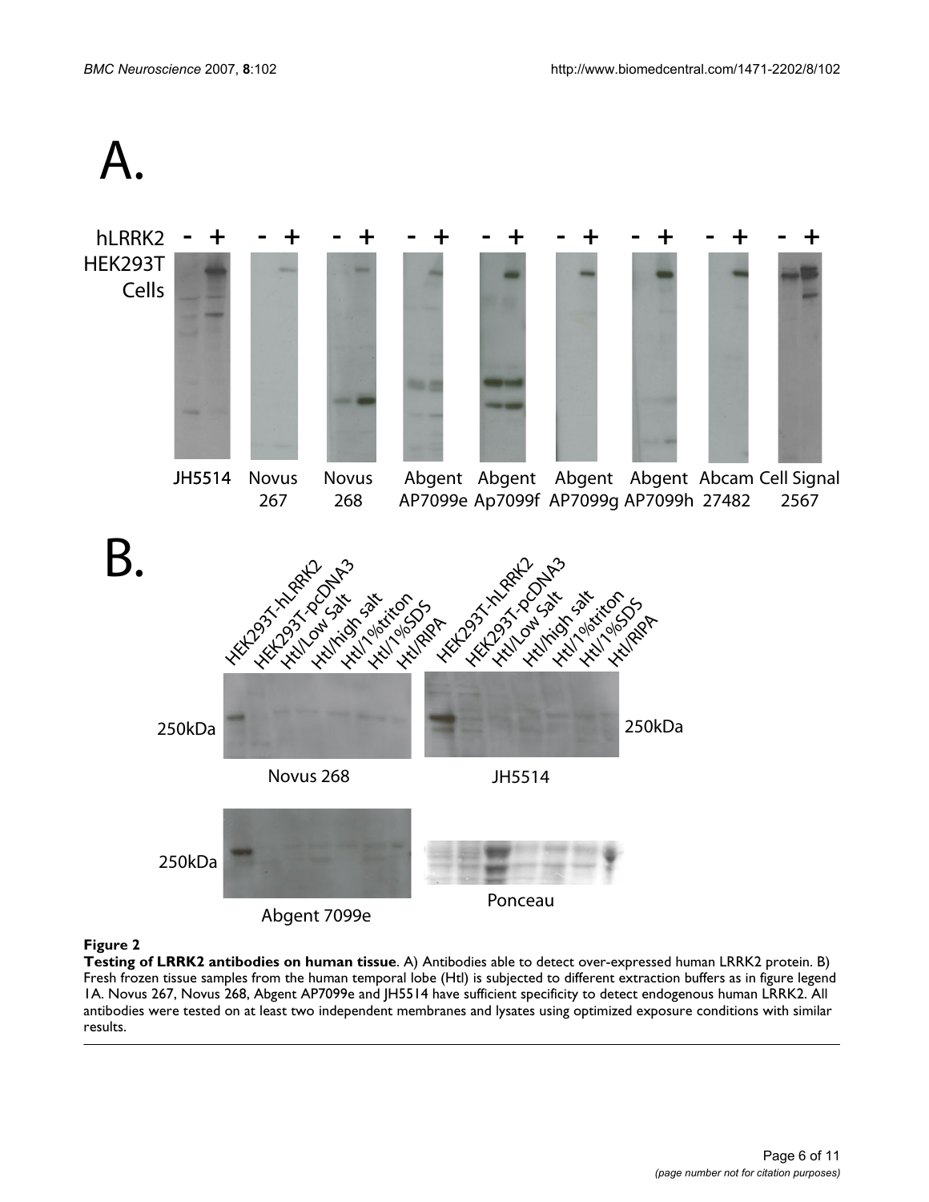**Figure 2**

**Testing of LRRK2 antibodies on human tissue**. A) Antibodies able to detect over-expressed human LRRK2 protein. B) Fresh frozen tissue samples from the human temporal lobe (Htl) is subjected to different extraction buffers as in figure legend 1A. Novus 267, Novus 268, Abgent AP7099e and JH5514 have sufficient specificity to detect endogenous human LRRK2. All antibodies were tested on at least two independent membranes and lysates using optimized exposure conditions with similar results.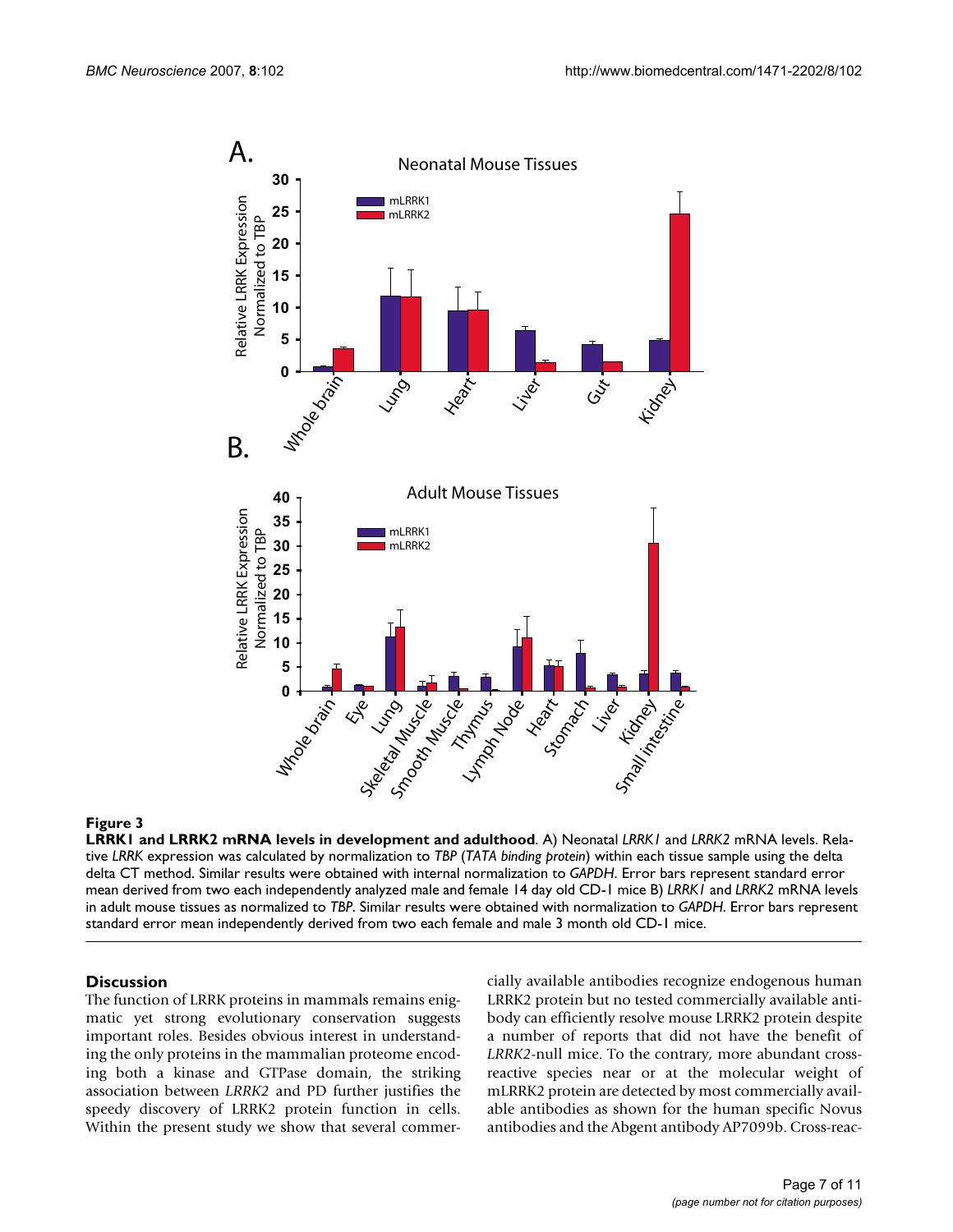**Figure 3**

**LRRK1 and LRRK2 mRNA levels in development and adulthood**. A) Neonatal *LRRK1* and *LRRK2* mRNA levels. Relative *LRRK* expression was calculated by normalization to *TBP* (*TATA binding protein*) within each tissue sample using the delta delta CT method. Similar results were obtained with internal normalization to *GAPDH*. Error bars represent standard error mean derived from two each independently analyzed male and female 14 day old CD-1 mice B) *LRRK1* and *LRRK2* mRNA levels in adult mouse tissues as normalized to *TBP*. Similar results were obtained with normalization to *GAPDH*. Error bars represent standard error mean independently derived from two each female and male 3 month old CD-1 mice.

## Discussion

The function of LRRK proteins in mammals remains enigmatic yet strong evolutionary conservation suggests important roles. Besides obvious interest in understanding the only proteins in the mammalian proteome encoding both a kinase and GTPase domain, the striking association between *LRRK2* and PD further justifies the speedy discovery of LRRK2 protein function in cells. Within the present study we show that several commercially available antibodies recognize endogenous human LRRK2 protein but no tested commercially available antibody can efficiently resolve mouse LRRK2 protein despite a number of reports that did not have the benefit of *LRRK2*-null mice. To the contrary, more abundant cross-reactive species near or at the molecular weight of mLRRK2 protein are detected by most commercially available antibodies as shown for the human specific Novus antibodies and the Abgent antibody AP7099b. Cross-reac-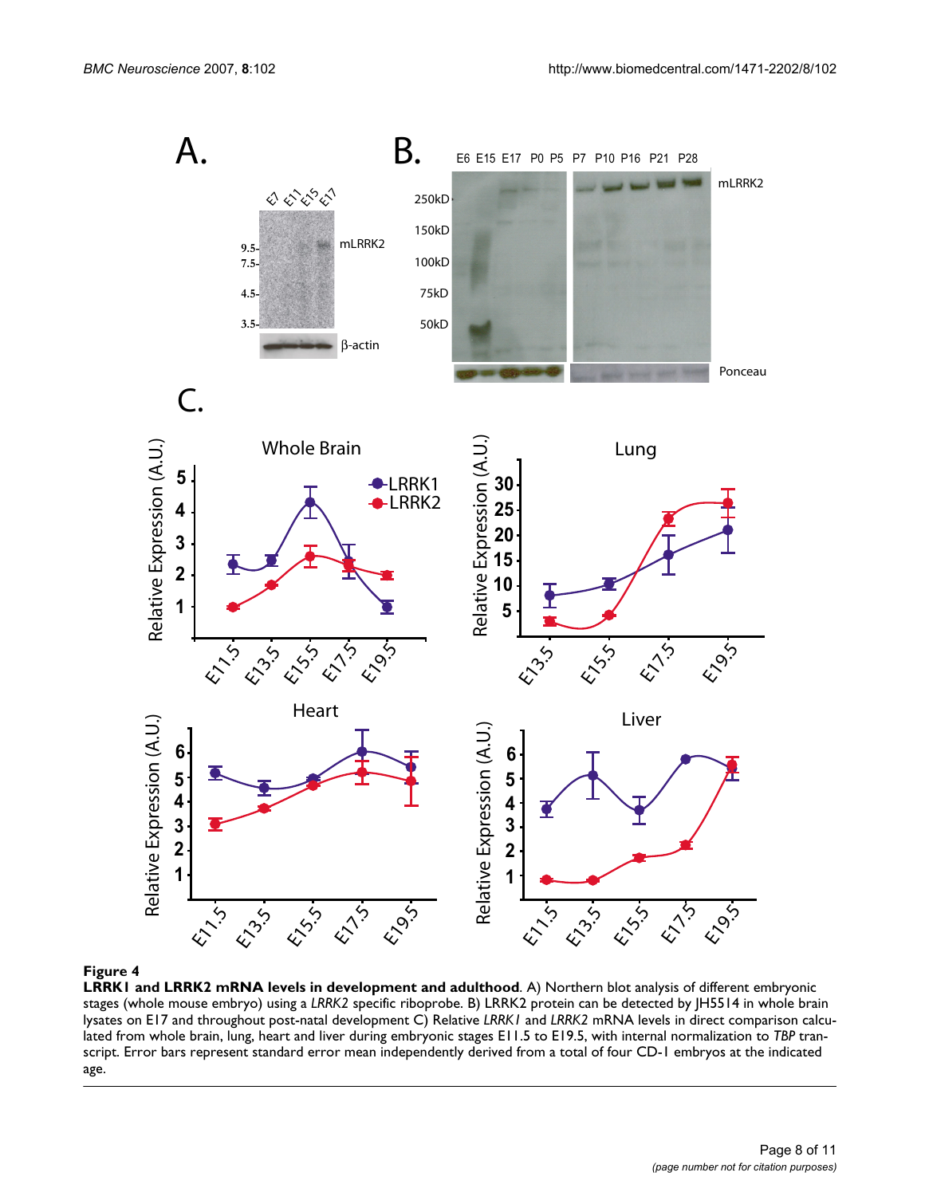**Figure 4**

**LRRK1 and LRRK2 mRNA levels in development and adulthood**. A) Northern blot analysis of different embryonic stages (whole mouse embryo) using a *LRRK2* specific riboprobe. B) LRRK2 protein can be detected by JH5514 in whole brain lysates on E17 and throughout post-natal development C) Relative *LRRK1* and *LRRK2* mRNA levels in direct comparison calculated from whole brain, lung, heart and liver during embryonic stages E11.5 to E19.5, with internal normalization to *TBP* transcript. Error bars represent standard error mean independently derived from a total of four CD-1 embryos at the indicated age.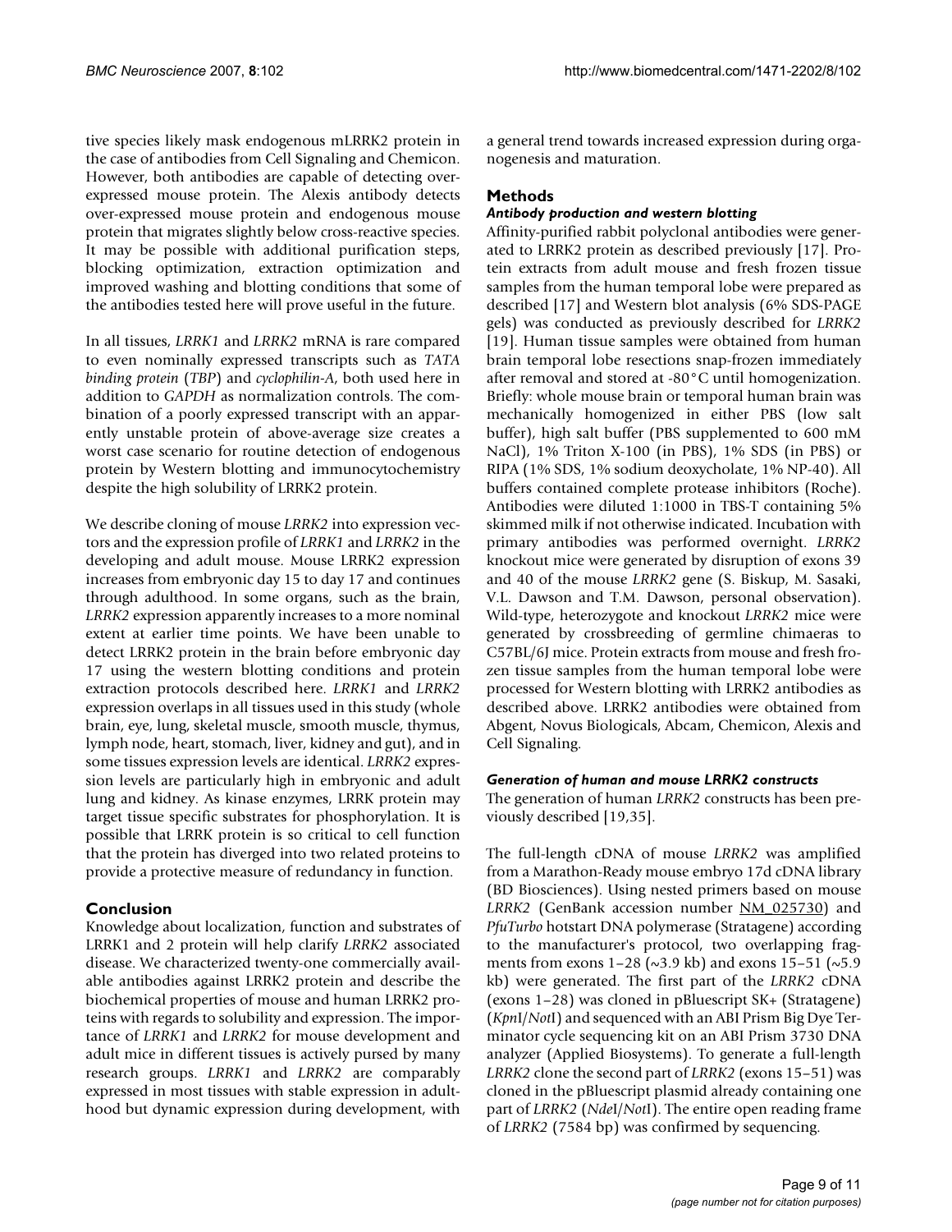tive species likely mask endogenous mLRRK2 protein in the case of antibodies from Cell Signaling and Chemicon. However, both antibodies are capable of detecting overexpressed mouse protein. The Alexis antibody detects over-expressed mouse protein and endogenous mouse protein that migrates slightly below cross-reactive species. It may be possible with additional purification steps, blocking optimization, extraction optimization and improved washing and blotting conditions that some of the antibodies tested here will prove useful in the future.

In all tissues, *LRRK1* and *LRRK2* mRNA is rare compared to even nominally expressed transcripts such as *TATA binding protein* (*TBP*) and *cyclophilin-A*, both used here in addition to *GAPDH* as normalization controls. The combination of a poorly expressed transcript with an apparently unstable protein of above-average size creates a worst case scenario for routine detection of endogenous protein by Western blotting and immunocytochemistry despite the high solubility of LRRK2 protein.

We describe cloning of mouse *LRRK2* into expression vectors and the expression profile of *LRRK1* and *LRRK2* in the developing and adult mouse. Mouse LRRK2 expression increases from embryonic day 15 to day 17 and continues through adulthood. In some organs, such as the brain, *LRRK2* expression apparently increases to a more nominal extent at earlier time points. We have been unable to detect LRRK2 protein in the brain before embryonic day 17 using the western blotting conditions and protein extraction protocols described here. *LRRK1* and *LRRK2* expression overlaps in all tissues used in this study (whole brain, eye, lung, skeletal muscle, smooth muscle, thymus, lymph node, heart, stomach, liver, kidney and gut), and in some tissues expression levels are identical. *LRRK2* expression levels are particularly high in embryonic and adult lung and kidney. As kinase enzymes, LRRK protein may target tissue specific substrates for phosphorylation. It is possible that LRRK protein is so critical to cell function that the protein has diverged into two related proteins to provide a protective measure of redundancy in function.

## Conclusion

Knowledge about localization, function and substrates of LRRK1 and 2 protein will help clarify *LRRK2* associated disease. We characterized twenty-one commercially available antibodies against LRRK2 protein and describe the biochemical properties of mouse and human LRRK2 proteins with regards to solubility and expression. The importance of *LRRK1* and *LRRK2* for mouse development and adult mice in different tissues is actively pursed by many research groups. *LRRK1* and *LRRK2* are comparably expressed in most tissues with stable expression in adulthood but dynamic expression during development, with a general trend towards increased expression during organogenesis and maturation.

## Methods

### Antibody production and western blotting

Affinity-purified rabbit polyclonal antibodies were generated to LRRK2 protein as described previously [17]. Protein extracts from adult mouse and fresh frozen tissue samples from the human temporal lobe were prepared as described [17] and Western blot analysis (6% SDS-PAGE gels) was conducted as previously described for *LRRK2* [19]. Human tissue samples were obtained from human brain temporal lobe resections snap-frozen immediately after removal and stored at -80°C until homogenization. Briefly: whole mouse brain or temporal human brain was mechanically homogenized in either PBS (low salt buffer), high salt buffer (PBS supplemented to 600 mM NaCl), 1% Triton X-100 (in PBS), 1% SDS (in PBS) or RIPA (1% SDS, 1% sodium deoxycholate, 1% NP-40). All buffers contained complete protease inhibitors (Roche). Antibodies were diluted 1:1000 in TBS-T containing 5% skimmed milk if not otherwise indicated. Incubation with primary antibodies was performed overnight. *LRRK2* knockout mice were generated by disruption of exons 39 and 40 of the mouse *LRRK2* gene (S. Biskup, M. Sasaki, V.L. Dawson and T.M. Dawson, personal observation). Wild-type, heterozygote and knockout *LRRK2* mice were generated by crossbreeding of germline chimaeras to C57BL/6J mice. Protein extracts from mouse and fresh frozen tissue samples from the human temporal lobe were processed for Western blotting with LRRK2 antibodies as described above. LRRK2 antibodies were obtained from Abgent, Novus Biologicals, Abcam, Chemicon, Alexis and Cell Signaling.

### Generation of human and mouse LRRK2 constructs

The generation of human *LRRK2* constructs has been previously described [19,35].

The full-length cDNA of mouse *LRRK2* was amplified from a Marathon-Ready mouse embryo 17d cDNA library (BD Biosciences). Using nested primers based on mouse *LRRK2* (GenBank accession number NM_025730) and *PfuTurbo* hotstart DNA polymerase (Stratagene) according to the manufacturer's protocol, two overlapping fragments from exons 1–28 (~3.9 kb) and exons 15–51 (~5.9 kb) were generated. The first part of the *LRRK2* cDNA (exons 1–28) was cloned in pBluescript SK+ (Stratagene) (*Kpn*I/*Not*I) and sequenced with an ABI Prism Big Dye Terminator cycle sequencing kit on an ABI Prism 3730 DNA analyzer (Applied Biosystems). To generate a full-length *LRRK2* clone the second part of *LRRK2* (exons 15–51) was cloned in the pBluescript plasmid already containing one part of *LRRK2* (*Nde*I/*Not*I). The entire open reading frame of *LRRK2* (7584 bp) was confirmed by sequencing.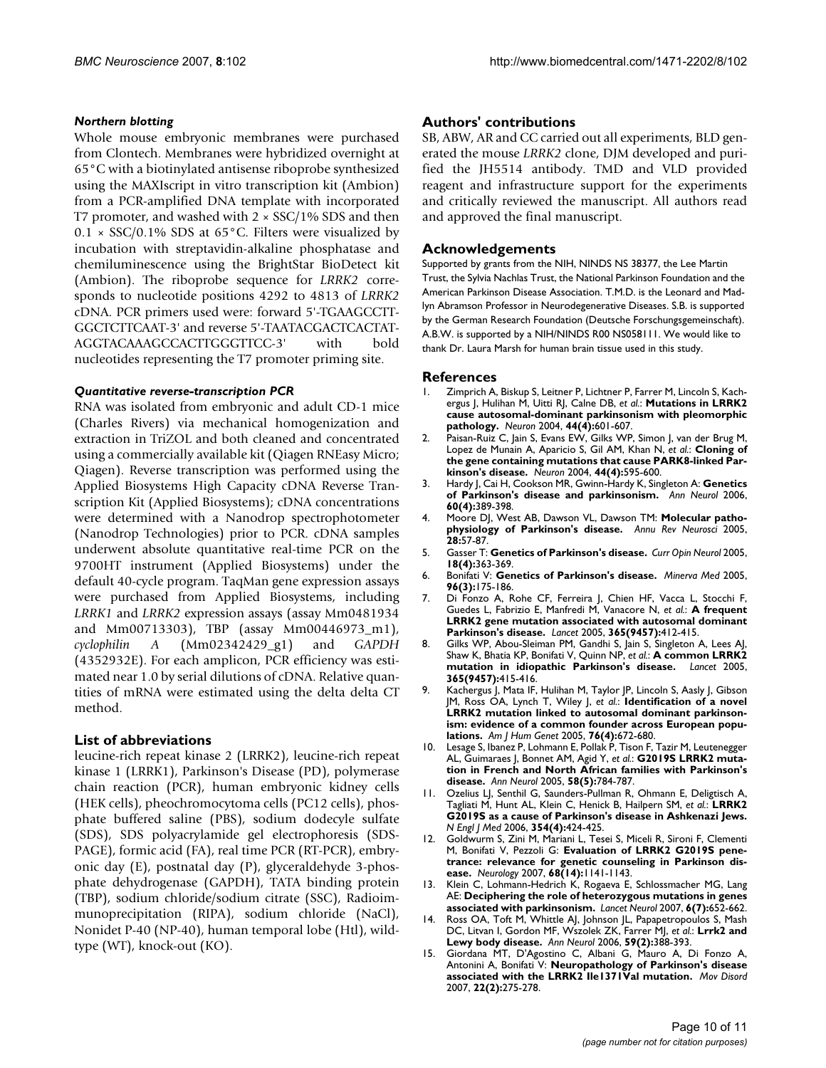#### *Northern blotting*

Whole mouse embryonic membranes were purchased from Clontech. Membranes were hybridized overnight at 65°C with a biotinylated antisense riboprobe synthesized using the MAXIscript in vitro transcription kit (Ambion) from a PCR-amplified DNA template with incorporated T7 promoter, and washed with 2 × SSC/1% SDS and then 0.1 × SSC/0.1% SDS at 65°C. Filters were visualized by incubation with streptavidin-alkaline phosphatase and chemiluminescence using the BrightStar BioDetect kit (Ambion). The riboprobe sequence for *LRRK2* corresponds to nucleotide positions 4292 to 4813 of *LRRK2* cDNA. PCR primers used were: forward 5'-TGAAGCCTT-GGCTCTTCAAT-3' and reverse 5'-**TAATACGACTCACTAT**-AGGTACAAAGCCACTTGGGTTCC-3' with bold nucleotides representing the T7 promoter priming site.

#### *Quantitative reverse-transcription PCR*

RNA was isolated from embryonic and adult CD-1 mice (Charles Rivers) via mechanical homogenization and extraction in TriZOL and both cleaned and concentrated using a commercially available kit (Qiagen RNEasy Micro; Qiagen). Reverse transcription was performed using the Applied Biosystems High Capacity cDNA Reverse Transcription Kit (Applied Biosystems); cDNA concentrations were determined with a Nanodrop spectrophotometer (Nanodrop Technologies) prior to PCR. cDNA samples underwent absolute quantitative real-time PCR on the 9700HT instrument (Applied Biosystems) under the default 40-cycle program. TaqMan gene expression assays were purchased from Applied Biosystems, including *LRRK1* and *LRRK2* expression assays (assay Mm0481934 and Mm00713303), TBP (assay Mm00446973_m1), *cyclophilin A* (Mm02342429_g1) and *GAPDH* (4352932E). For each amplicon, PCR efficiency was estimated near 1.0 by serial dilutions of cDNA. Relative quantities of mRNA were estimated using the delta delta CT method.

## List of abbreviations

leucine-rich repeat kinase 2 (LRRK2), leucine-rich repeat kinase 1 (LRRK1), Parkinson's Disease (PD), polymerase chain reaction (PCR), human embryonic kidney cells (HEK cells), pheochromocytoma cells (PC12 cells), phosphate buffered saline (PBS), sodium dodecyle sulfate (SDS), SDS polyacrylamide gel electrophoresis (SDS-PAGE), formic acid (FA), real time PCR (RT-PCR), embryonic day (E), postnatal day (P), glyceraldehyde 3-phosphate dehydrogenase (GAPDH), TATA binding protein (TBP), sodium chloride/sodium citrate (SSC), Radioimmunoprecipitation (RIPA), sodium chloride (NaCl), Nonidet P-40 (NP-40), human temporal lobe (Htl), wild-type (WT), knock-out (KO).

## Authors' contributions

SB, ABW, AR and CC carried out all experiments, BLD generated the mouse *LRRK2* clone, DJM developed and purified the JH5514 antibody. TMD and VLD provided reagent and infrastructure support for the experiments and critically reviewed the manuscript. All authors read and approved the final manuscript.

## Acknowledgements

Supported by grants from the NIH, NINDS NS 38377, the Lee Martin Trust, the Sylvia Nachlas Trust, the National Parkinson Foundation and the American Parkinson Disease Association. T.M.D. is the Leonard and Madlyn Abramson Professor in Neurodegenerative Diseases. S.B. is supported by the German Research Foundation (Deutsche Forschungsgemeinschaft). A.B.W. is supported by a NIH/NINDS R00 NS058111. We would like to thank Dr. Laura Marsh for human brain tissue used in this study.

## References

1. Zimprich A, Biskup S, Leitner P, Lichtner P, Farrer M, Lincoln S, Kachergus J, Hulihan M, Uitti RJ, Calne DB, *et al.*: **Mutations in LRRK2 cause autosomal-dominant parkinsonism with pleomorphic pathology.** *Neuron* 2004, **44(4):**601-607.
2. Paisan-Ruiz C, Jain S, Evans EW, Gilks WP, Simon J, van der Brug M, Lopez de Munain A, Aparicio S, Gil AM, Khan N, *et al.*: **Cloning of the gene containing mutations that cause PARK8-linked Parkinson's disease.** *Neuron* 2004, **44(4):**595-600.
3. Hardy J, Cai H, Cookson MR, Gwinn-Hardy K, Singleton A: **Genetics of Parkinson's disease and parkinsonism.** *Ann Neurol* 2006, **60(4):**389-398.
4. Moore DJ, West AB, Dawson VL, Dawson TM: **Molecular pathophysiology of Parkinson's disease.** *Annu Rev Neurosci* 2005, **28:**57-87.
5. Gasser T: **Genetics of Parkinson's disease.** *Curr Opin Neurol* 2005, **18(4):**363-369.
6. Bonifati V: **Genetics of Parkinson's disease.** *Minerva Med* 2005, **96(3):**175-186.
7. Di Fonzo A, Rohe CF, Ferreira J, Chien HF, Vacca L, Stocchi F, Guedes L, Fabrizio E, Manfredi M, Vanacore N, *et al.*: **A frequent LRRK2 gene mutation associated with autosomal dominant Parkinson's disease.** *Lancet* 2005, **365(9457):**412-415.
8. Gilks WP, Abou-Sleiman PM, Gandhi S, Jain S, Singleton A, Lees AJ, Shaw K, Bhatia KP, Bonifati V, Quinn NP, *et al.*: **A common LRRK2 mutation in idiopathic Parkinson's disease.** *Lancet* 2005, **365(9457):**415-416.
9. Kachergus J, Mata IF, Hulihan M, Taylor JP, Lincoln S, Aasly J, Gibson JM, Ross OA, Lynch T, Wiley J, *et al.*: **Identification of a novel LRRK2 mutation linked to autosomal dominant parkinsonism: evidence of a common founder across European populations.** *Am J Hum Genet* 2005, **76(4):**672-680.
10. Lesage S, Ibanez P, Lohmann E, Pollak P, Tison F, Tazir M, Leutenegger AL, Guimaraes J, Bonnet AM, Agid Y, *et al.*: **G2019S LRRK2 mutation in French and North African families with Parkinson's disease.** *Ann Neurol* 2005, **58(5):**784-787.
11. Ozelius LJ, Senthil G, Saunders-Pullman R, Ohmann E, Deligtisch A, Tagliati M, Hunt AL, Klein C, Henick B, Hailpern SM, *et al.*: **LRRK2 G2019S as a cause of Parkinson's disease in Ashkenazi Jews.** *N Engl J Med* 2006, **354(4):**424-425.
12. Goldwurm S, Zini M, Mariani L, Tesei S, Miceli R, Sironi F, Clementi M, Bonifati V, Pezzoli G: **Evaluation of LRRK2 G2019S penetrance: relevance for genetic counseling in Parkinson disease.** *Neurology* 2007, **68(14):**1141-1143.
13. Klein C, Lohmann-Hedrich K, Rogaeva E, Schlossmacher MG, Lang AE: **Deciphering the role of heterozygous mutations in genes associated with parkinsonism.** *Lancet Neurol* 2007, **6(7):**652-662.
14. Ross OA, Toft M, Whittle AJ, Johnson JL, Papapetropoulos S, Mash DC, Litvan I, Gordon MF, Wszolek ZK, Farrer MJ, *et al.*: **Lrrk2 and Lewy body disease.** *Ann Neurol* 2006, **59(2):**388-393.
15. Giordana MT, D'Agostino C, Albani G, Mauro A, Di Fonzo A, Antonini A, Bonifati V: **Neuropathology of Parkinson's disease associated with the LRRK2 Ile1371Val mutation.** *Mov Disord* 2007, **22(2):**275-278.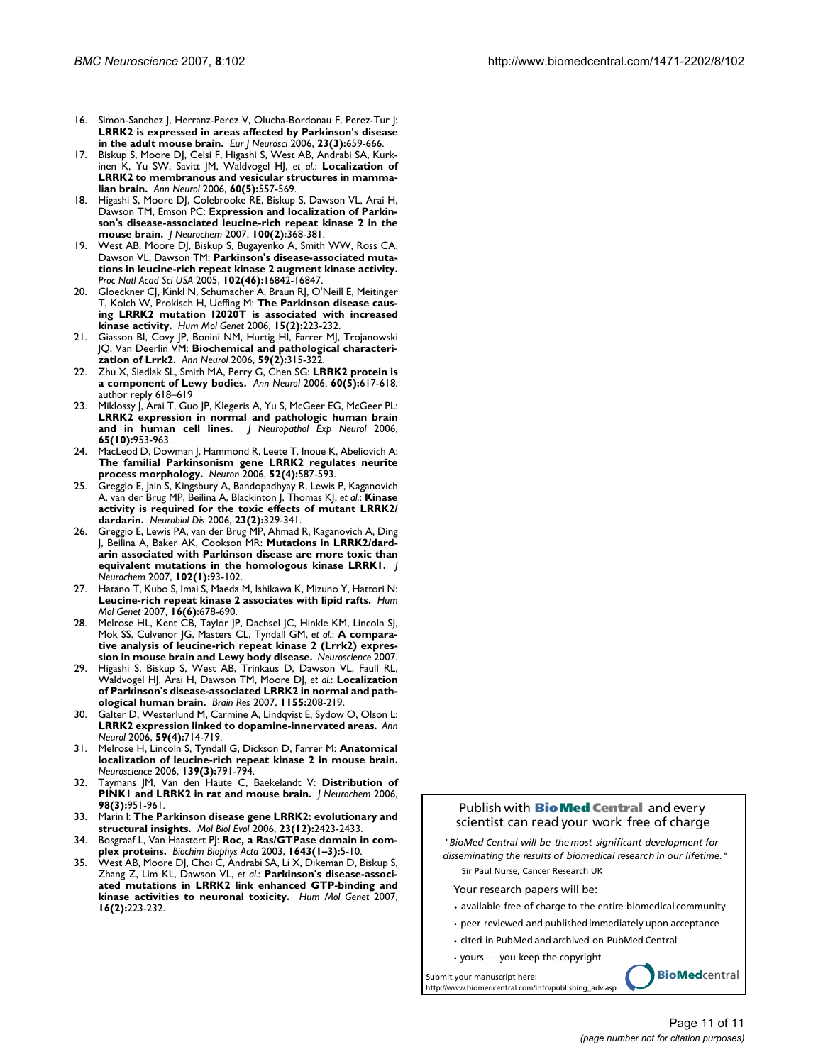16. Simon-Sanchez J, Herranz-Perez V, Olucha-Bordonau F, Perez-Tur J: **LRRK2 is expressed in areas affected by Parkinson's disease in the adult mouse brain.** *Eur J Neurosci* 2006, **23(3):**659-666.
17. Biskup S, Moore DJ, Celsi F, Higashi S, West AB, Andrabi SA, Kurkinen K, Yu SW, Savitt JM, Waldvogel HJ, *et al.*: **Localization of LRRK2 to membranous and vesicular structures in mammalian brain.** *Ann Neurol* 2006, **60(5):**557-569.
18. Higashi S, Moore DJ, Colebrooke RE, Biskup S, Dawson VL, Arai H, Dawson TM, Emson PC: **Expression and localization of Parkinson's disease-associated leucine-rich repeat kinase 2 in the mouse brain.** *J Neurochem* 2007, **100(2):**368-381.
19. West AB, Moore DJ, Biskup S, Bugayenko A, Smith WW, Ross CA, Dawson VL, Dawson TM: **Parkinson's disease-associated mutations in leucine-rich repeat kinase 2 augment kinase activity.** *Proc Natl Acad Sci USA* 2005, **102(46):**16842-16847.
20. Gloeckner CJ, Kinkl N, Schumacher A, Braun RJ, O'Neill E, Meitinger T, Kolch W, Prokisch H, Ueffing M: **The Parkinson disease causing LRRK2 mutation I2020T is associated with increased kinase activity.** *Hum Mol Genet* 2006, **15(2):**223-232.
21. Giasson BI, Covy JP, Bonini NM, Hurtig HI, Farrer MJ, Trojanowski JQ, Van Deerlin VM: **Biochemical and pathological characterization of Lrrk2.** *Ann Neurol* 2006, **59(2):**315-322.
22. Zhu X, Siedlak SL, Smith MA, Perry G, Chen SG: **LRRK2 protein is a component of Lewy bodies.** *Ann Neurol* 2006, **60(5):**617-618. author reply 618–619
23. Miklossy J, Arai T, Guo JP, Klegeris A, Yu S, McGeer EG, McGeer PL: **LRRK2 expression in normal and pathologic human brain and in human cell lines.** *J Neuropathol Exp Neurol* 2006, **65(10):**953-963.
24. MacLeod D, Dowman J, Hammond R, Leete T, Inoue K, Abeliovich A: **The familial Parkinsonism gene LRRK2 regulates neurite process morphology.** *Neuron* 2006, **52(4):**587-593.
25. Greggio E, Jain S, Kingsbury A, Bandopadhyay R, Lewis P, Kaganovich A, van der Brug MP, Beilina A, Blackinton J, Thomas KJ, *et al.*: **Kinase activity is required for the toxic effects of mutant LRRK2/dardarin.** *Neurobiol Dis* 2006, **23(2):**329-341.
26. Greggio E, Lewis PA, van der Brug MP, Ahmad R, Kaganovich A, Ding J, Beilina A, Baker AK, Cookson MR: **Mutations in LRRK2/dardarin associated with Parkinson disease are more toxic than equivalent mutations in the homologous kinase LRRK1.** *J Neurochem* 2007, **102(1):**93-102.
27. Hatano T, Kubo S, Imai S, Maeda M, Ishikawa K, Mizuno Y, Hattori N: **Leucine-rich repeat kinase 2 associates with lipid rafts.** *Hum Mol Genet* 2007, **16(6):**678-690.
28. Melrose HL, Kent CB, Taylor JP, Dachsel JC, Hinkle KM, Lincoln SJ, Mok SS, Culvenor JG, Masters CL, Tyndall GM, *et al.*: **A comparative analysis of leucine-rich repeat kinase 2 (Lrrk2) expression in mouse brain and Lewy body disease.** *Neuroscience* 2007.
29. Higashi S, Biskup S, West AB, Trinkaus D, Dawson VL, Faull RL, Waldvogel HJ, Arai H, Dawson TM, Moore DJ, *et al.*: **Localization of Parkinson's disease-associated LRRK2 in normal and pathological human brain.** *Brain Res* 2007, **1155:**208-219.
30. Galter D, Westerlund M, Carmine A, Lindqvist E, Sydow O, Olson L: **LRRK2 expression linked to dopamine-innervated areas.** *Ann Neurol* 2006, **59(4):**714-719.
31. Melrose H, Lincoln S, Tyndall G, Dickson D, Farrer M: **Anatomical localization of leucine-rich repeat kinase 2 in mouse brain.** *Neuroscience* 2006, **139(3):**791-794.
32. Taymans JM, Van den Haute C, Baekelandt V: **Distribution of PINK1 and LRRK2 in rat and mouse brain.** *J Neurochem* 2006, **98(3):**951-961.
33. Marin I: **The Parkinson disease gene LRRK2: evolutionary and structural insights.** *Mol Biol Evol* 2006, **23(12):**2423-2433.
34. Bosgraaf L, Van Haastert PJ: **Roc, a Ras/GTPase domain in complex proteins.** *Biochim Biophys Acta* 2003, **1643(1–3):**5-10.
35. West AB, Moore DJ, Choi C, Andrabi SA, Li X, Dikeman D, Biskup S, Zhang Z, Lim KL, Dawson VL, *et al.*: **Parkinson's disease-associated mutations in LRRK2 link enhanced GTP-binding and kinase activities to neuronal toxicity.** *Hum Mol Genet* 2007, **16(2):**223-232.

Publish with **BioMed Central** and every scientist can read your work free of charge

*"BioMed Central will be the most significant development for disseminating the results of biomedical research in our lifetime."*
Sir Paul Nurse, Cancer Research UK

Your research papers will be:

- available free of charge to the entire biomedical community
- peer reviewed and published immediately upon acceptance
- cited in PubMed and archived on PubMed Central
- yours — you keep the copyright

Submit your manuscript here:
http://www.biomedcentral.com/info/publishing_adv.asp

**BioMed**central